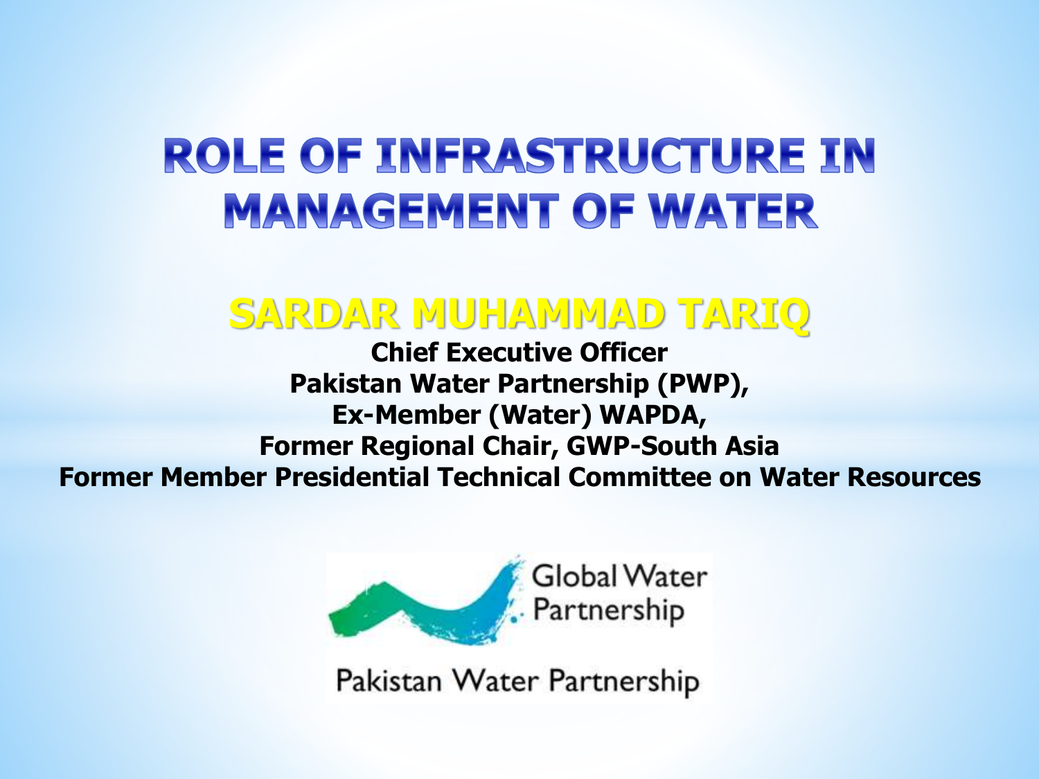# ROLE OF INFRASTRUCTURE IN MANAGEMENT OF WATER

## SARDAR MUHAMMAD TARIQ

**Chief Executive Officer**
**Pakistan Water Partnership (PWP),**
**Ex-Member (Water) WAPDA,**
**Former Regional Chair, GWP-South Asia**
**Former Member Presidential Technical Committee on Water Resources**

Global Water Partnership

Pakistan Water Partnership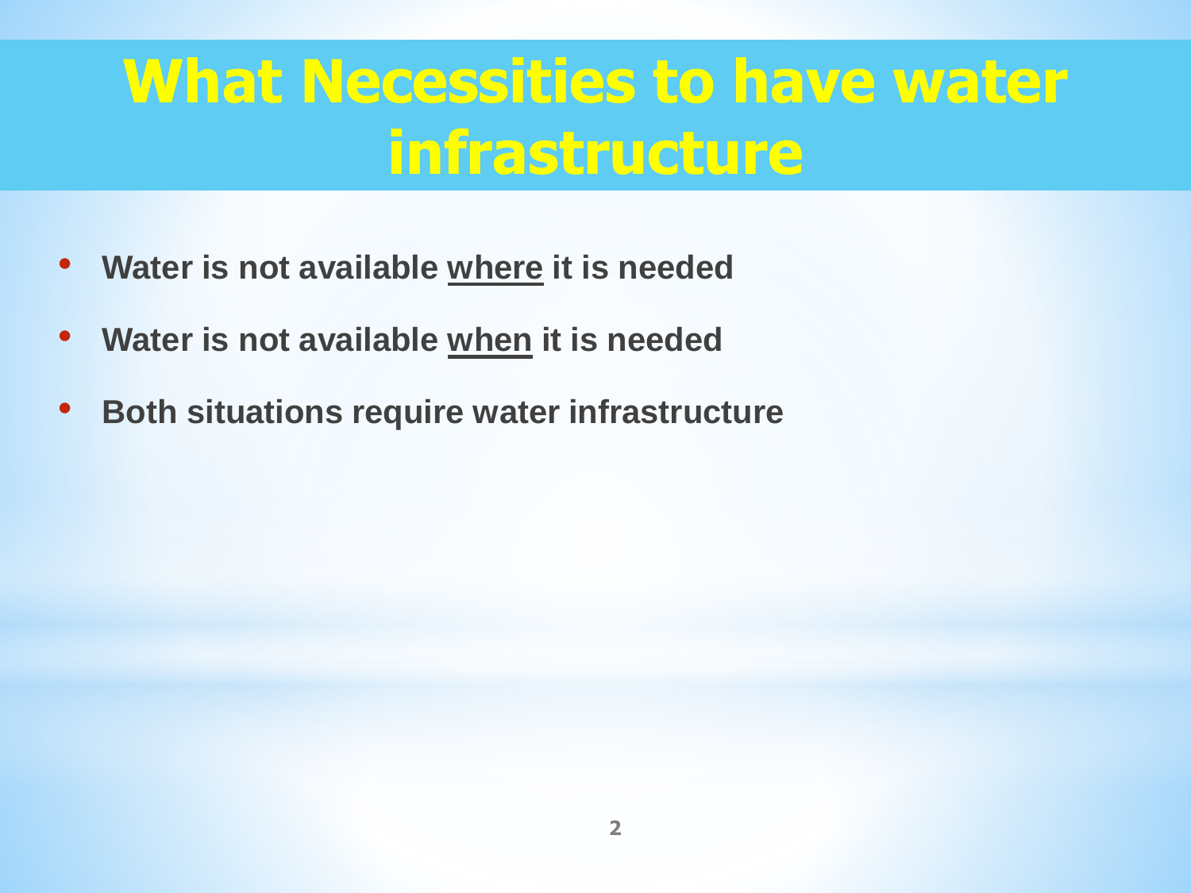# What Necessities to have water infrastructure

- **Water is not available <u>where</u> it is needed**
- **Water is not available <u>when</u> it is needed**
- **Both situations require water infrastructure**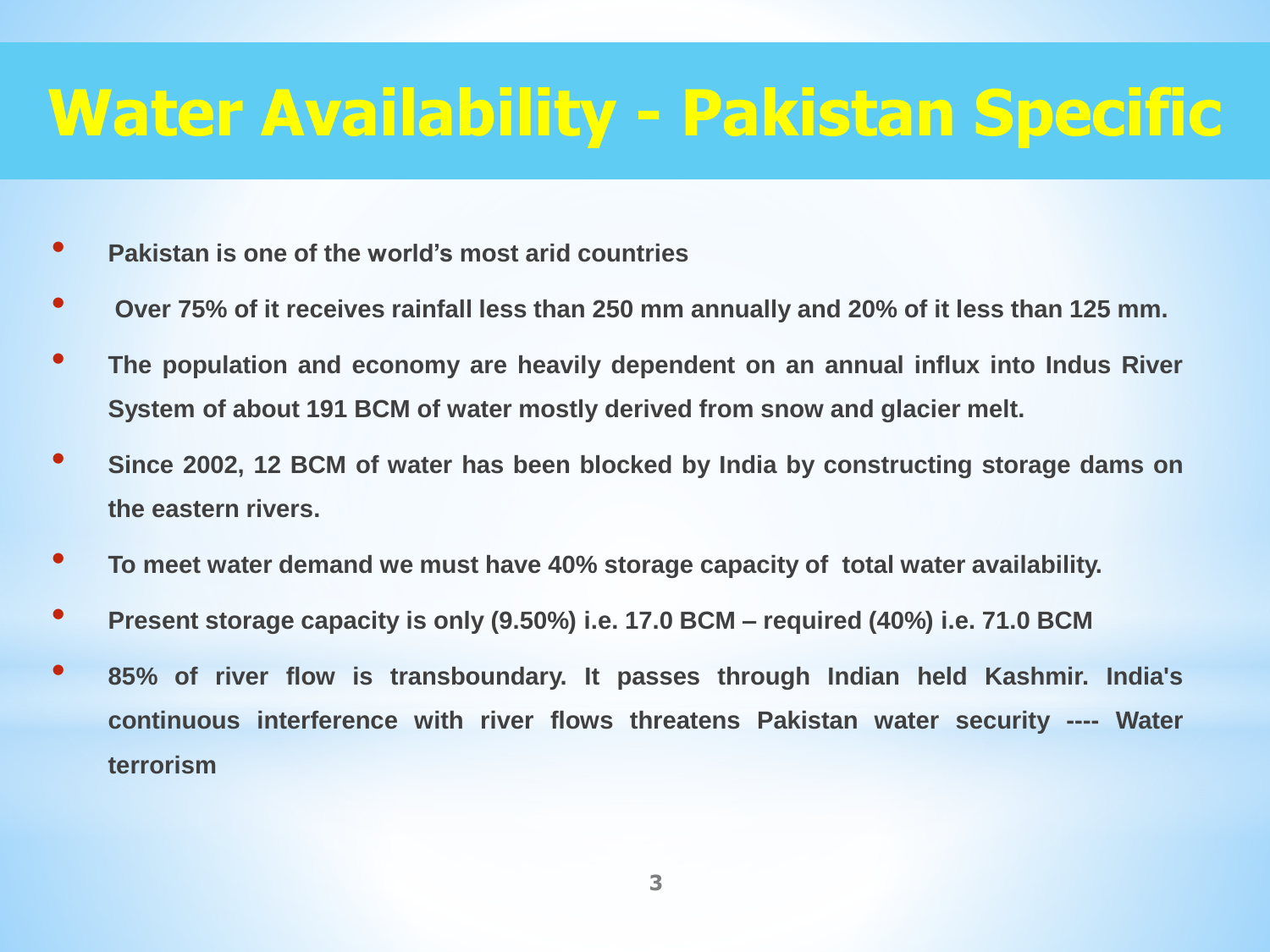# Water Availability - Pakistan Specific

- **Pakistan is one of the world's most arid countries**
- **Over 75% of it receives rainfall less than 250 mm annually and 20% of it less than 125 mm.**
- **The population and economy are heavily dependent on an annual influx into Indus River System of about 191 BCM of water mostly derived from snow and glacier melt.**
- **Since 2002, 12 BCM of water has been blocked by India by constructing storage dams on the eastern rivers.**
- **To meet water demand we must have 40% storage capacity of total water availability.**
- **Present storage capacity is only (9.50%) i.e. 17.0 BCM – required (40%) i.e. 71.0 BCM**
- **85% of river flow is transboundary. It passes through Indian held Kashmir. India's continuous interference with river flows threatens Pakistan water security ---- Water terrorism**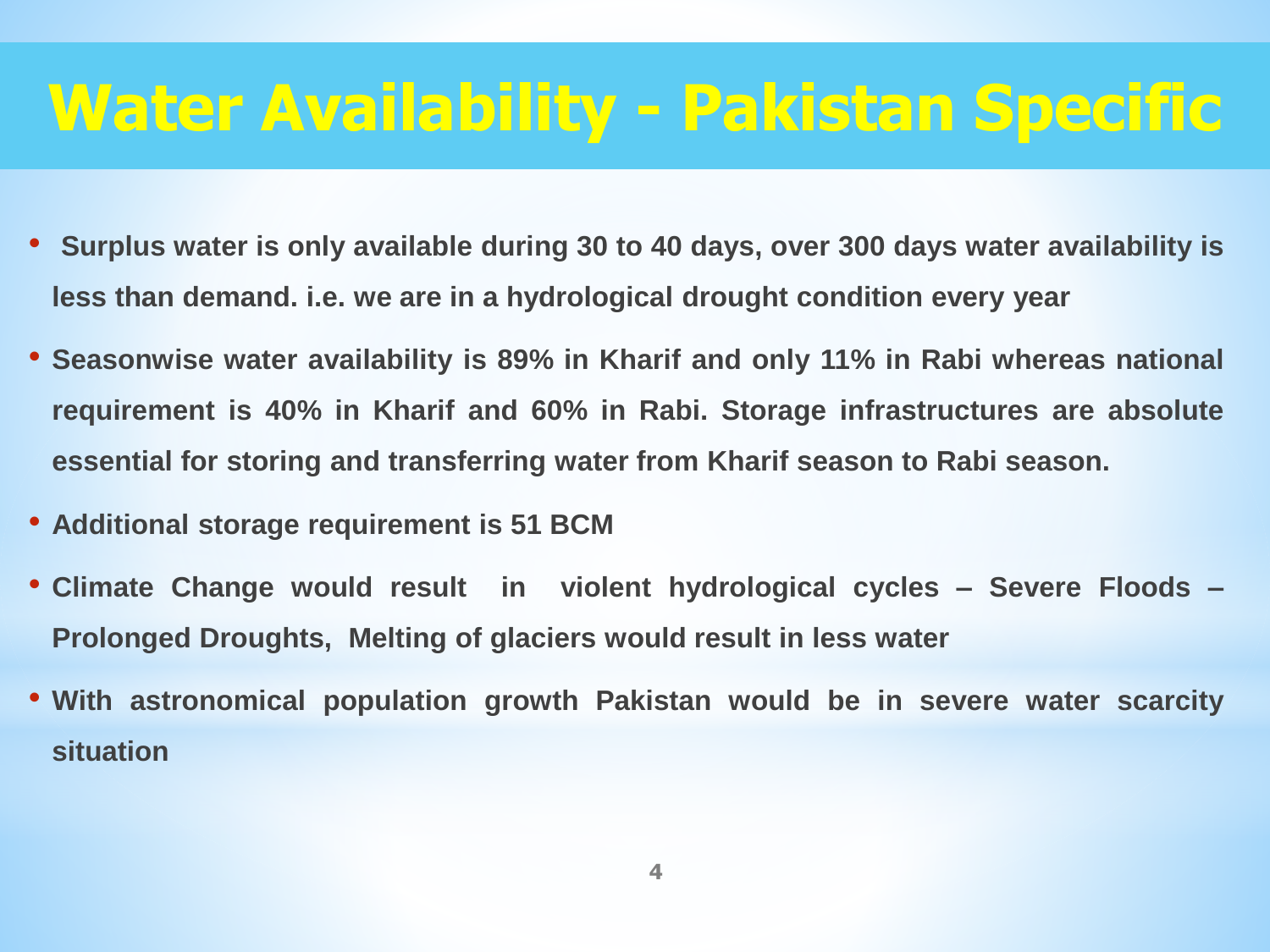# Water Availability - Pakistan Specific

- **Surplus water is only available during 30 to 40 days, over 300 days water availability is less than demand. i.e. we are in a hydrological drought condition every year**
- **Seasonwise water availability is 89% in Kharif and only 11% in Rabi whereas national requirement is 40% in Kharif and 60% in Rabi. Storage infrastructures are absolute essential for storing and transferring water from Kharif season to Rabi season.**
- **Additional storage requirement is 51 BCM**
- **Climate Change would result in violent hydrological cycles – Severe Floods – Prolonged Droughts, Melting of glaciers would result in less water**
- **With astronomical population growth Pakistan would be in severe water scarcity situation**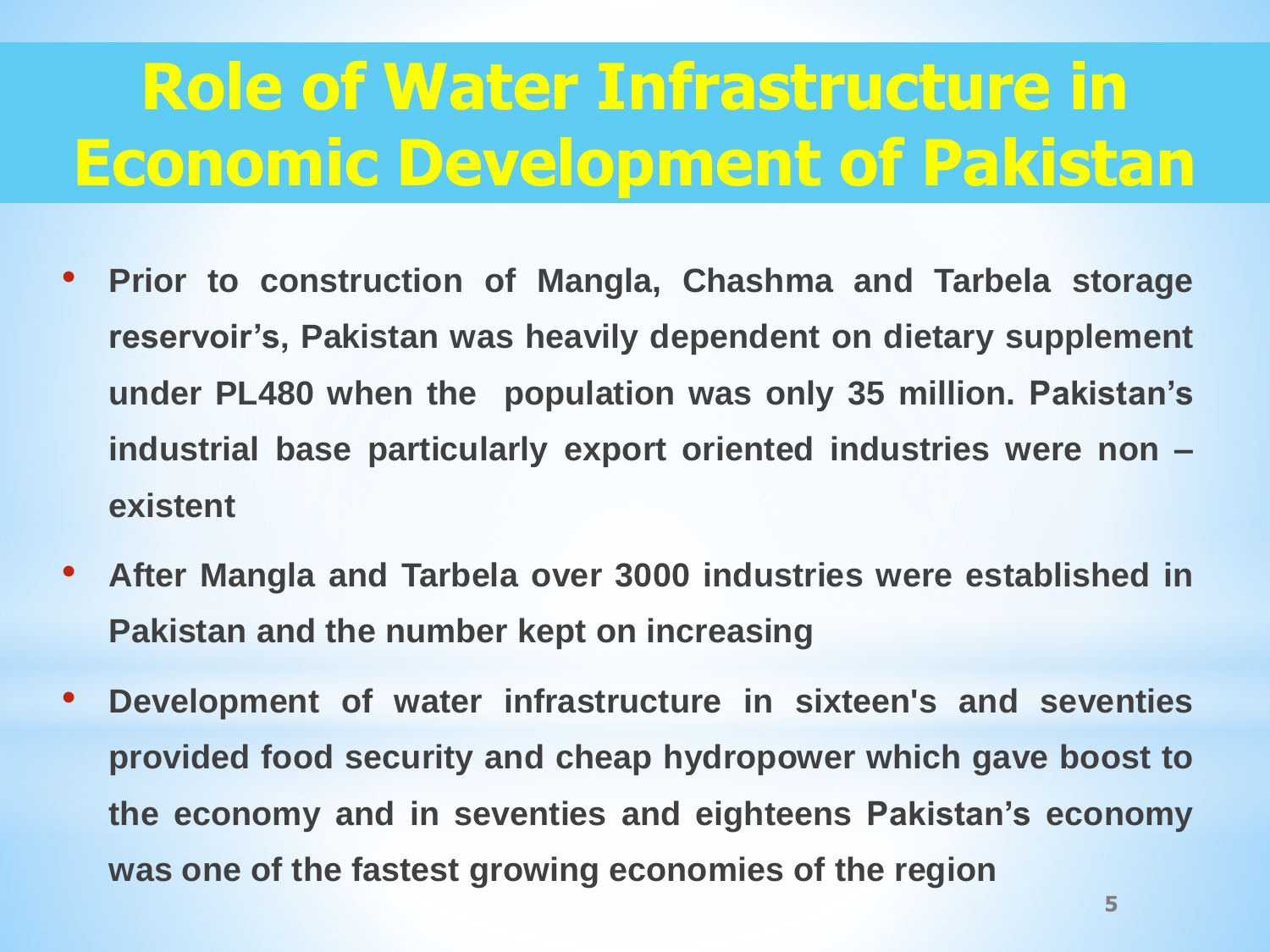# Role of Water Infrastructure in Economic Development of Pakistan

- **Prior to construction of Mangla, Chashma and Tarbela storage reservoir's, Pakistan was heavily dependent on dietary supplement under PL480 when the population was only 35 million. Pakistan's industrial base particularly export oriented industries were non – existent**
- **After Mangla and Tarbela over 3000 industries were established in Pakistan and the number kept on increasing**
- **Development of water infrastructure in sixteen's and seventies provided food security and cheap hydropower which gave boost to the economy and in seventies and eighteens Pakistan's economy was one of the fastest growing economies of the region**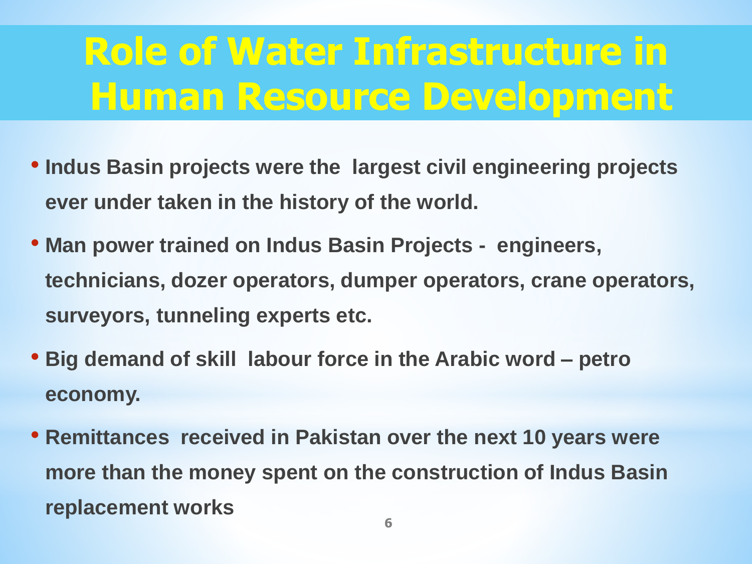# Role of Water Infrastructure in Human Resource Development

- **Indus Basin projects were the largest civil engineering projects ever under taken in the history of the world.**
- **Man power trained on Indus Basin Projects - engineers, technicians, dozer operators, dumper operators, crane operators, surveyors, tunneling experts etc.**
- **Big demand of skill labour force in the Arabic word – petro economy.**
- **Remittances received in Pakistan over the next 10 years were more than the money spent on the construction of Indus Basin replacement works**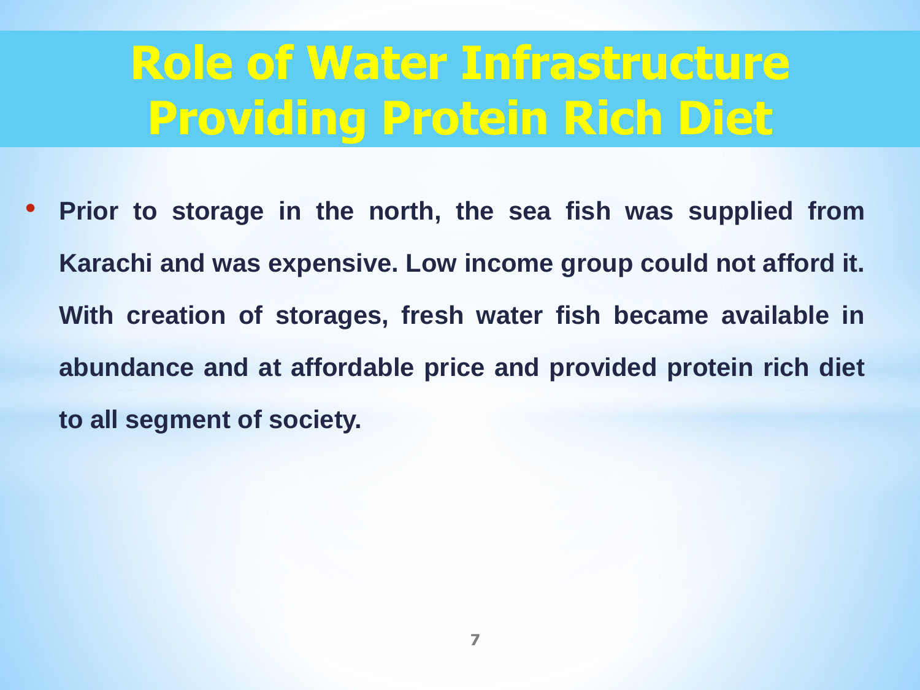# Role of Water Infrastructure Providing Protein Rich Diet

- **Prior to storage in the north, the sea fish was supplied from Karachi and was expensive. Low income group could not afford it. With creation of storages, fresh water fish became available in abundance and at affordable price and provided protein rich diet to all segment of society.**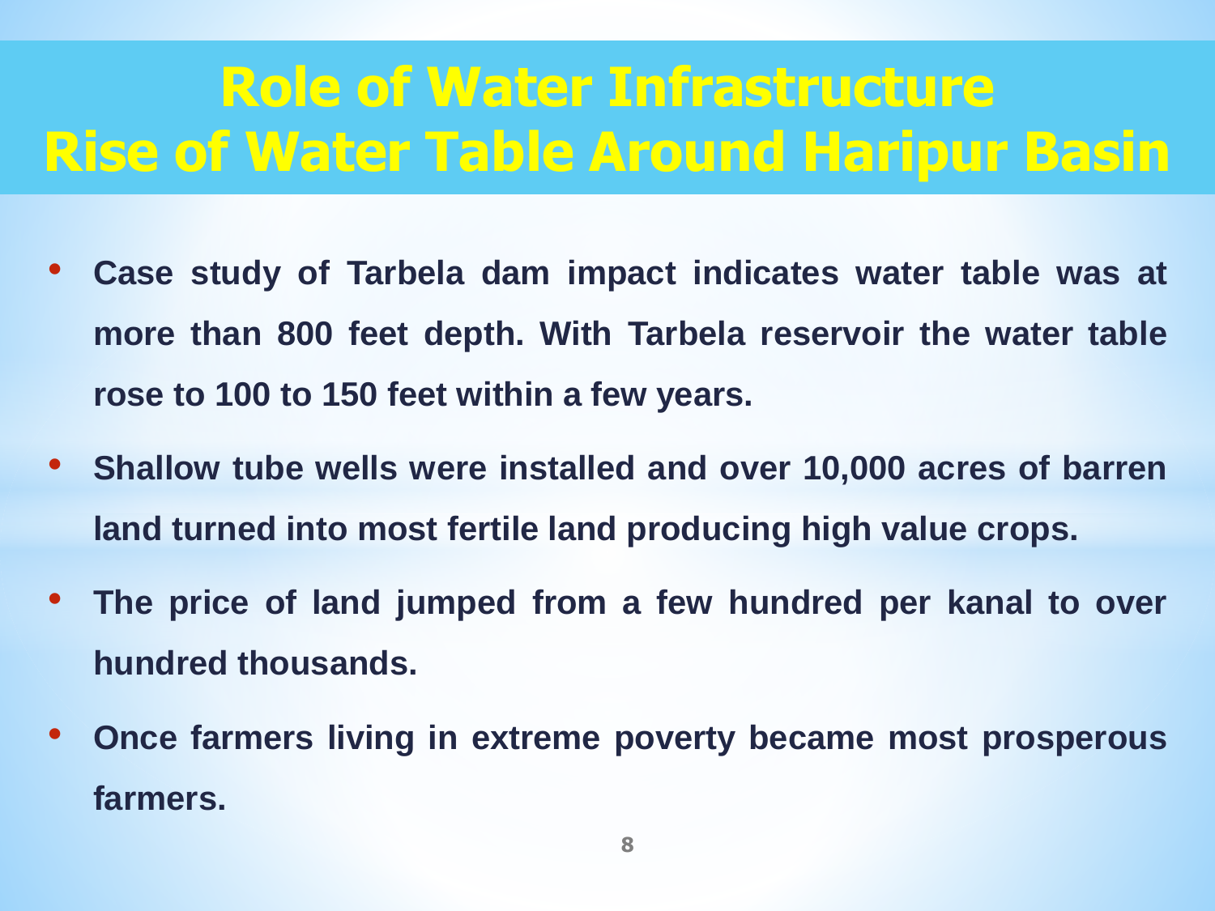# Role of Water Infrastructure
# Rise of Water Table Around Haripur Basin

- **Case study of Tarbela dam impact indicates water table was at more than 800 feet depth. With Tarbela reservoir the water table rose to 100 to 150 feet within a few years.**
- **Shallow tube wells were installed and over 10,000 acres of barren land turned into most fertile land producing high value crops.**
- **The price of land jumped from a few hundred per kanal to over hundred thousands.**
- **Once farmers living in extreme poverty became most prosperous farmers.**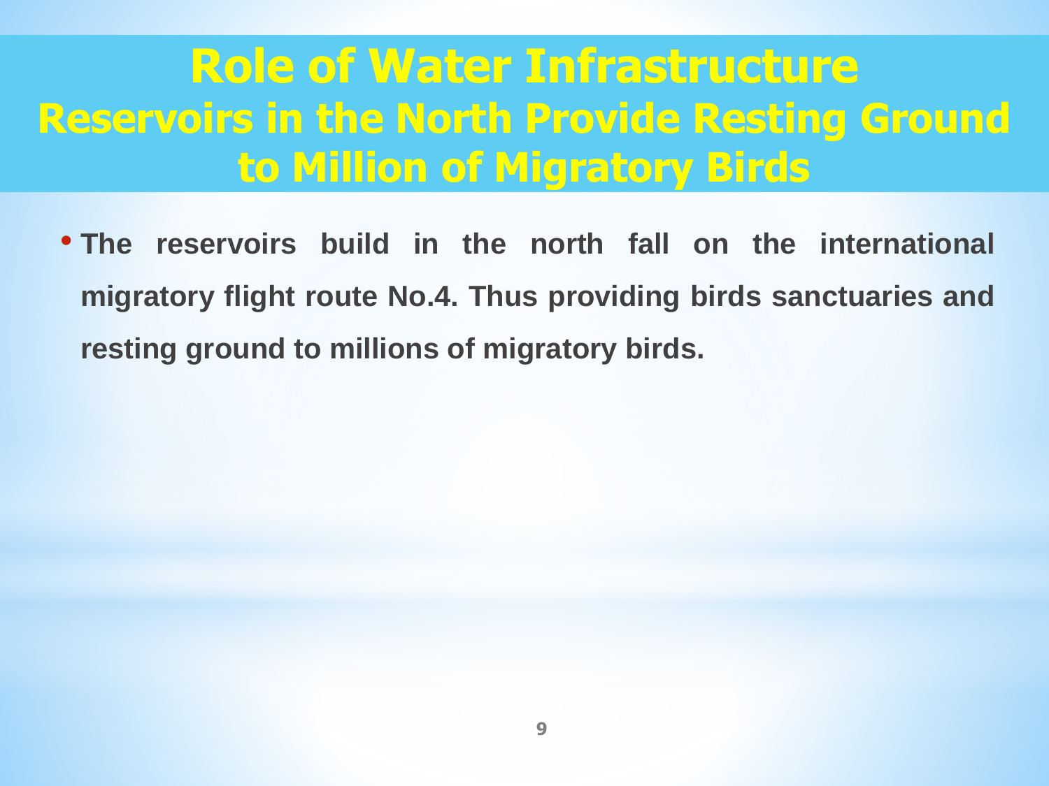# Role of Water Infrastructure

## Reservoirs in the North Provide Resting Ground to Million of Migratory Birds

- **The reservoirs build in the north fall on the international migratory flight route No.4. Thus providing birds sanctuaries and resting ground to millions of migratory birds.**